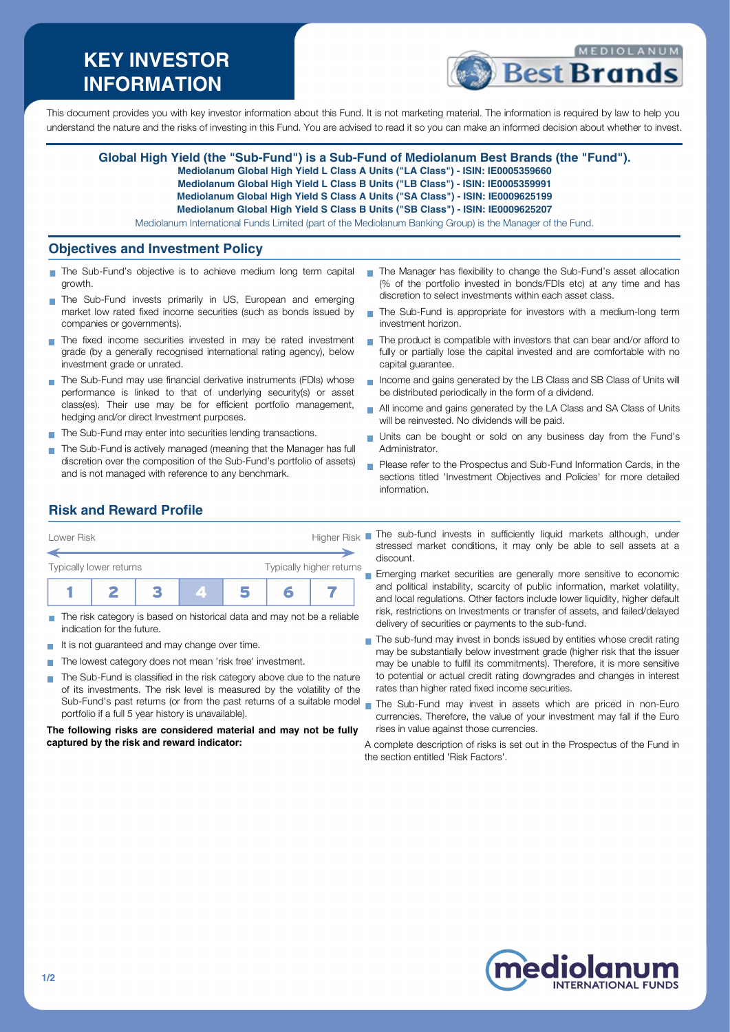# KEY INVESTOR INFORMATION

This document provides you with key investor information about this Fund. It is not marketing material. The information is required by law to help you understand the nature and the risks of investing in this Fund. You are advised to read it so you can make an informed decision about whether to invest.

**Global High Yield (the "Sub-Fund") is a Sub-Fund of Mediolanum Best Brands (the "Fund").**
**Mediolanum Global High Yield L Class A Units ("LA Class") - ISIN: IE0005359660**
**Mediolanum Global High Yield L Class B Units ("LB Class") - ISIN: IE0005359991**
**Mediolanum Global High Yield S Class A Units ("SA Class") - ISIN: IE0009625199**
**Mediolanum Global High Yield S Class B Units ("SB Class") - ISIN: IE0009625207**

Mediolanum International Funds Limited (part of the Mediolanum Banking Group) is the Manager of the Fund.

## Objectives and Investment Policy

- The Sub-Fund's objective is to achieve medium long term capital growth.
- The Sub-Fund invests primarily in US, European and emerging market low rated fixed income securities (such as bonds issued by companies or governments).
- The fixed income securities invested in may be rated investment grade (by a generally recognised international rating agency), below investment grade or unrated.
- The Sub-Fund may use financial derivative instruments (FDIs) whose performance is linked to that of underlying security(s) or asset class(es). Their use may be for efficient portfolio management, hedging and/or direct Investment purposes.
- The Sub-Fund may enter into securities lending transactions.
- The Sub-Fund is actively managed (meaning that the Manager has full discretion over the composition of the Sub-Fund's portfolio of assets) and is not managed with reference to any benchmark.
- The Manager has flexibility to change the Sub-Fund's asset allocation (% of the portfolio invested in bonds/FDIs etc) at any time and has discretion to select investments within each asset class.
- The Sub-Fund is appropriate for investors with a medium-long term investment horizon.
- The product is compatible with investors that can bear and/or afford to fully or partially lose the capital invested and are comfortable with no capital guarantee.
- Income and gains generated by the LB Class and SB Class of Units will be distributed periodically in the form of a dividend.
- All income and gains generated by the LA Class and SA Class of Units will be reinvested. No dividends will be paid.
- Units can be bought or sold on any business day from the Fund's Administrator.
- Please refer to the Prospectus and Sub-Fund Information Cards, in the sections titled 'Investment Objectives and Policies' for more detailed information.

## Risk and Reward Profile

Lower Risk — Higher Risk

Typically lower returns — Typically higher returns

| 1 | 2 | 3 | **4** | 5 | 6 | 7 |
|---|---|---|---|---|---|---|

- The risk category is based on historical data and may not be a reliable indication for the future.
- It is not guaranteed and may change over time.
- The lowest category does not mean 'risk free' investment.
- The Sub-Fund is classified in the risk category above due to the nature of its investments. The risk level is measured by the volatility of the Sub-Fund's past returns (or from the past returns of a suitable model portfolio if a full 5 year history is unavailable).

**The following risks are considered material and may not be fully captured by the risk and reward indicator:**

- The sub-fund invests in sufficiently liquid markets although, under stressed market conditions, it may only be able to sell assets at a discount.
- Emerging market securities are generally more sensitive to economic and political instability, scarcity of public information, market volatility, and local regulations. Other factors include lower liquidity, higher default risk, restrictions on Investments or transfer of assets, and failed/delayed delivery of securities or payments to the sub-fund.
- The sub-fund may invest in bonds issued by entities whose credit rating may be substantially below investment grade (higher risk that the issuer may be unable to fulfil its commitments). Therefore, it is more sensitive to potential or actual credit rating downgrades and changes in interest rates than higher rated fixed income securities.
- The Sub-Fund may invest in assets which are priced in non-Euro currencies. Therefore, the value of your investment may fall if the Euro rises in value against those currencies.

A complete description of risks is set out in the Prospectus of the Fund in the section entitled 'Risk Factors'.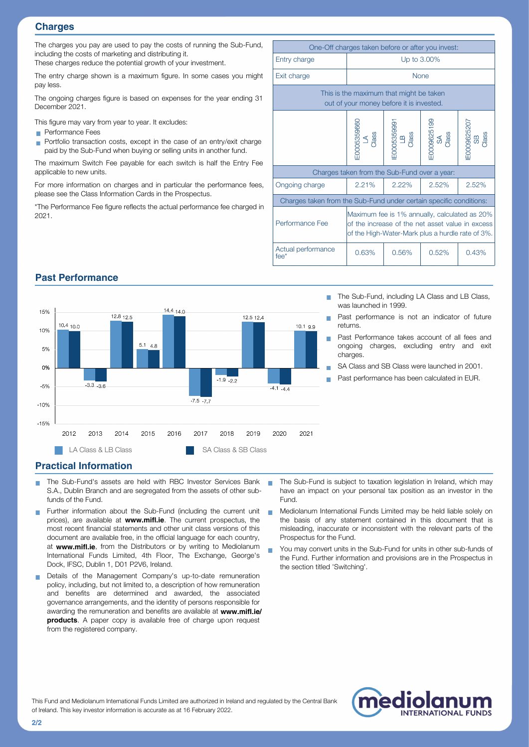## Charges

The charges you pay are used to pay the costs of running the Sub-Fund, including the costs of marketing and distributing it.
These charges reduce the potential growth of your investment.

The entry charge shown is a maximum figure. In some cases you might pay less.

The ongoing charges figure is based on expenses for the year ending 31 December 2021.

This figure may vary from year to year. It excludes:

- Performance Fees
- Portfolio transaction costs, except in the case of an entry/exit charge paid by the Sub-Fund when buying or selling units in another fund.

The maximum Switch Fee payable for each switch is half the Entry Fee applicable to new units.

For more information on charges and in particular the performance fees, please see the Class Information Cards in the Prospectus.

*The Performance Fee figure reflects the actual performance fee charged in 2021.

| One-Off charges taken before or after you invest: | | | | |
|---|---|---|---|---|
| Entry charge | Up to 3.00% | | | |
| Exit charge | None | | | |
| This is the maximum that might be taken out of your money before it is invested. | | | | |
| | IE0005359660 LA Class | IE0005359991 LB Class | IE0009625199 SA Class | IE0009625207 SB Class |
| Charges taken from the Sub-Fund over a year: | | | | |
| Ongoing charge | 2.21% | 2.22% | 2.52% | 2.52% |
| Charges taken from the Sub-Fund under certain specific conditions: | | | | |
| Performance Fee | Maximum fee is 1% annually, calculated as 20% of the increase of the net asset value in excess of the High-Water-Mark plus a hurdle rate of 3%. | | | |
| Actual performance fee* | 0.63% | 0.56% | 0.52% | 0.43% |

## Past Performance

15%
10%
5%
0%
-5%
-10%
-15%

2012: 10.4 10.0
2013: -3.3 -3.6
2014: 12.8 12.5
2015: 5.1 4.8
2016: 14.4 14.0
2017: -7.5 -7.7
2018: -1.9 -2.2
2019: 12.5 12.4
2020: -4.1 -4.4
2021: 10.1 9.9

LA Class & LB Class
SA Class & SB Class

- The Sub-Fund, including LA Class and LB Class, was launched in 1999.
- Past performance is not an indicator of future returns.
- Past Performance takes account of all fees and ongoing charges, excluding entry and exit charges.
- SA Class and SB Class were launched in 2001.
- Past performance has been calculated in EUR.

## Practical Information

- The Sub-Fund's assets are held with RBC Investor Services Bank S.A., Dublin Branch and are segregated from the assets of other sub-funds of the Fund.
- Further information about the Sub-Fund (including the current unit prices), are available at **www.mifl.ie**. The current prospectus, the most recent financial statements and other unit class versions of this document are available free, in the official language for each country, at **www.mifl.ie**, from the Distributors or by writing to Mediolanum International Funds Limited, 4th Floor, The Exchange, George's Dock, IFSC, Dublin 1, D01 P2V6, Ireland.
- Details of the Management Company's up-to-date remuneration policy, including, but not limited to, a description of how remuneration and benefits are determined and awarded, the associated governance arrangements, and the identity of persons responsible for awarding the remuneration and benefits are available at **www.mifl.ie/products**. A paper copy is available free of charge upon request from the registered company.
- The Sub-Fund is subject to taxation legislation in Ireland, which may have an impact on your personal tax position as an investor in the Fund.
- Mediolanum International Funds Limited may be held liable solely on the basis of any statement contained in this document that is misleading, inaccurate or inconsistent with the relevant parts of the Prospectus for the Fund.
- You may convert units in the Sub-Fund for units in other sub-funds of the Fund. Further information and provisions are in the Prospectus in the section titled 'Switching'.

This Fund and Mediolanum International Funds Limited are authorized in Ireland and regulated by the Central Bank of Ireland. This key investor information is accurate as at 16 February 2022.